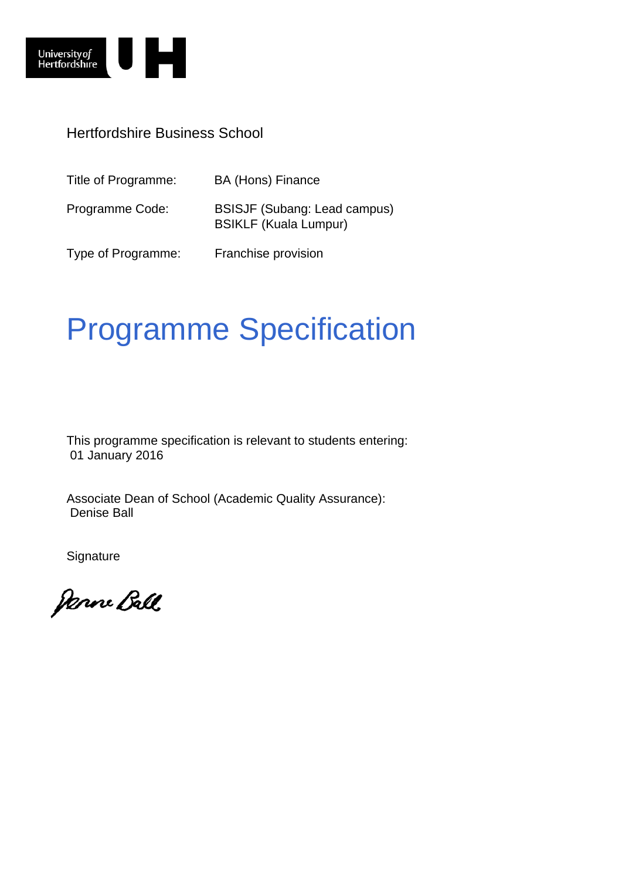University of Hertfordshire UH

Hertfordshire Business School

| | |
|---|---|
| Title of Programme: | BA (Hons) Finance |
| Programme Code: | BSISJF (Subang: Lead campus)<br>BSIKLF (Kuala Lumpur) |
| Type of Programme: | Franchise provision |

# Programme Specification

This programme specification is relevant to students entering:
01 January 2016

Associate Dean of School (Academic Quality Assurance):
Denise Ball

Signature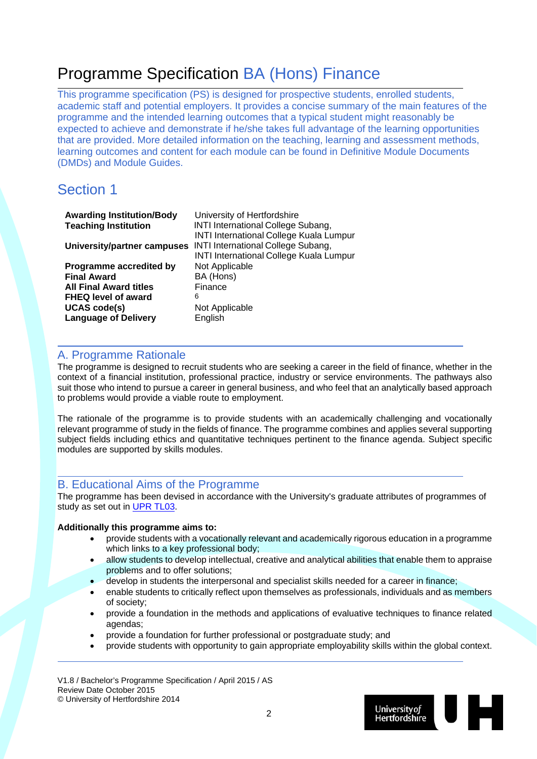# Programme Specification BA (Hons) Finance

This programme specification (PS) is designed for prospective students, enrolled students, academic staff and potential employers. It provides a concise summary of the main features of the programme and the intended learning outcomes that a typical student might reasonably be expected to achieve and demonstrate if he/she takes full advantage of the learning opportunities that are provided. More detailed information on the teaching, learning and assessment methods, learning outcomes and content for each module can be found in Definitive Module Documents (DMDs) and Module Guides.

## Section 1

| | |
|---|---|
| **Awarding Institution/Body** | University of Hertfordshire |
| **Teaching Institution** | INTI International College Subang, INTI International College Kuala Lumpur |
| **University/partner campuses** | INTI International College Subang, INTI International College Kuala Lumpur |
| **Programme accredited by** | Not Applicable |
| **Final Award** | BA (Hons) |
| **All Final Award titles** | Finance |
| **FHEQ level of award** | 6 |
| **UCAS code(s)** | Not Applicable |
| **Language of Delivery** | English |

## A. Programme Rationale

The programme is designed to recruit students who are seeking a career in the field of finance, whether in the context of a financial institution, professional practice, industry or service environments. The pathways also suit those who intend to pursue a career in general business, and who feel that an analytically based approach to problems would provide a viable route to employment.

The rationale of the programme is to provide students with an academically challenging and vocationally relevant programme of study in the fields of finance. The programme combines and applies several supporting subject fields including ethics and quantitative techniques pertinent to the finance agenda. Subject specific modules are supported by skills modules.

## B. Educational Aims of the Programme

The programme has been devised in accordance with the University's graduate attributes of programmes of study as set out in UPR TL03.

**Additionally this programme aims to:**

- provide students with a vocationally relevant and academically rigorous education in a programme which links to a key professional body;
- allow students to develop intellectual, creative and analytical abilities that enable them to appraise problems and to offer solutions;
- develop in students the interpersonal and specialist skills needed for a career in finance;
- enable students to critically reflect upon themselves as professionals, individuals and as members of society;
- provide a foundation in the methods and applications of evaluative techniques to finance related agendas;
- provide a foundation for further professional or postgraduate study; and
- provide students with opportunity to gain appropriate employability skills within the global context.

V1.8 / Bachelor's Programme Specification / April 2015 / AS
Review Date October 2015
© University of Hertfordshire 2014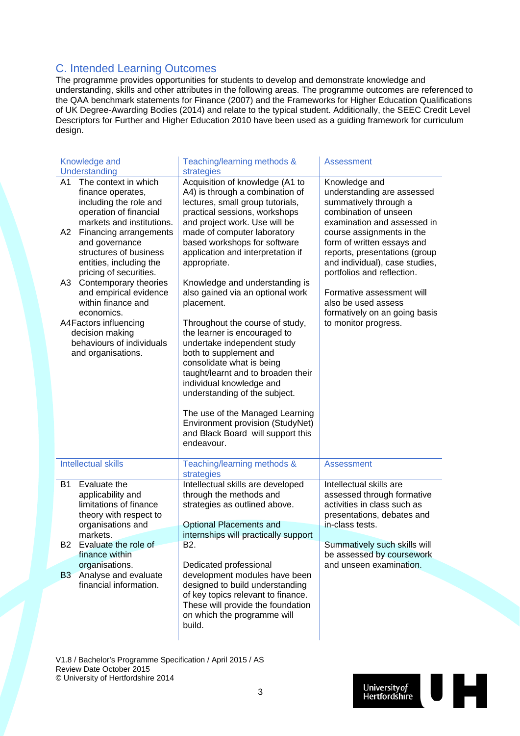## C. Intended Learning Outcomes

The programme provides opportunities for students to develop and demonstrate knowledge and understanding, skills and other attributes in the following areas. The programme outcomes are referenced to the QAA benchmark statements for Finance (2007) and the Frameworks for Higher Education Qualifications of UK Degree-Awarding Bodies (2014) and relate to the typical student. Additionally, the SEEC Credit Level Descriptors for Further and Higher Education 2010 have been used as a guiding framework for curriculum design.

| Knowledge and Understanding | Teaching/learning methods & strategies | Assessment |
|---|---|---|
| A1 The context in which finance operates, including the role and operation of financial markets and institutions.<br>A2 Financing arrangements and governance structures of business entities, including the pricing of securities.<br>A3 Contemporary theories and empirical evidence within finance and economics.<br>A4 Factors influencing decision making behaviours of individuals and organisations. | Acquisition of knowledge (A1 to A4) is through a combination of lectures, small group tutorials, practical sessions, workshops and project work. Use will be made of computer laboratory based workshops for software application and interpretation if appropriate.<br><br>Knowledge and understanding is also gained via an optional work placement.<br><br>Throughout the course of study, the learner is encouraged to undertake independent study both to supplement and consolidate what is being taught/learnt and to broaden their individual knowledge and understanding of the subject.<br><br>The use of the Managed Learning Environment provision (StudyNet) and Black Board will support this endeavour. | Knowledge and understanding are assessed summatively through a combination of unseen examination and assessed in course assignments in the form of written essays and reports, presentations (group and individual), case studies, portfolios and reflection.<br><br>Formative assessment will also be used assess formatively on an going basis to monitor progress. |

| Intellectual skills | Teaching/learning methods & strategies | Assessment |
|---|---|---|
| B1 Evaluate the applicability and limitations of finance theory with respect to organisations and markets.<br>B2 Evaluate the role of finance within organisations.<br>B3 Analyse and evaluate financial information. | Intellectual skills are developed through the methods and strategies as outlined above.<br><br>Optional Placements and internships will practically support B2.<br><br>Dedicated professional development modules have been designed to build understanding of key topics relevant to finance. These will provide the foundation on which the programme will build. | Intellectual skills are assessed through formative activities in class such as presentations, debates and in-class tests.<br><br>Summatively such skills will be assessed by coursework and unseen examination. |

V1.8 / Bachelor's Programme Specification / April 2015 / AS
Review Date October 2015
© University of Hertfordshire 2014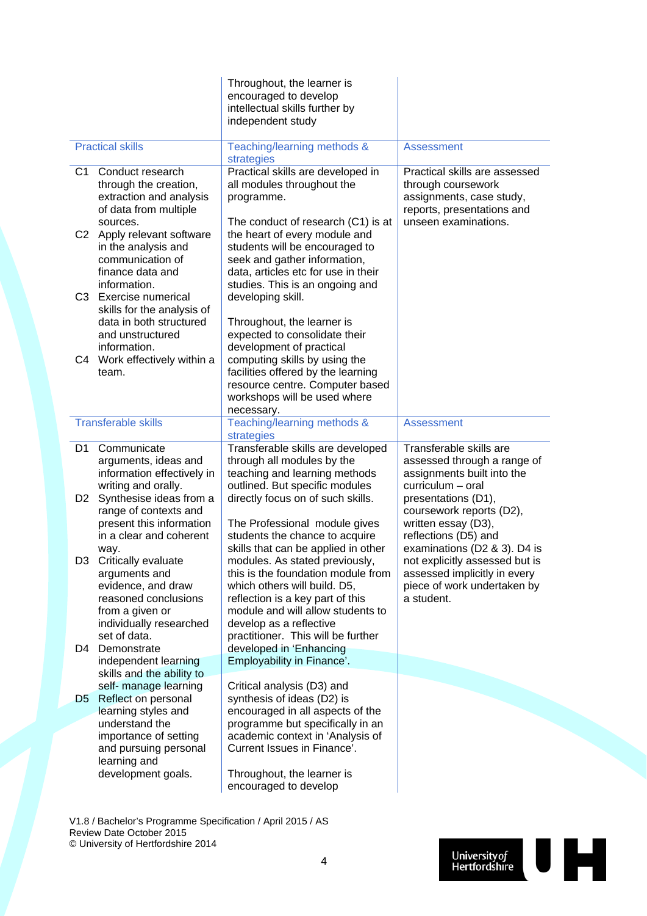| | Throughout, the learner is encouraged to develop intellectual skills further by independent study | |
|---|---|---|
| **Practical skills** | **Teaching/learning methods & strategies** | **Assessment** |
| C1 Conduct research through the creation, extraction and analysis of data from multiple sources.<br>C2 Apply relevant software in the analysis and communication of finance data and information.<br>C3 Exercise numerical skills for the analysis of data in both structured and unstructured information.<br>C4 Work effectively within a team. | Practical skills are developed in all modules throughout the programme.<br><br>The conduct of research (C1) is at the heart of every module and students will be encouraged to seek and gather information, data, articles etc for use in their studies. This is an ongoing and developing skill.<br><br>Throughout, the learner is expected to consolidate their development of practical computing skills by using the facilities offered by the learning resource centre. Computer based workshops will be used where necessary. | Practical skills are assessed through coursework assignments, case study, reports, presentations and unseen examinations. |
| **Transferable skills** | **Teaching/learning methods & strategies** | **Assessment** |
| D1 Communicate arguments, ideas and information effectively in writing and orally.<br>D2 Synthesise ideas from a range of contexts and present this information in a clear and coherent way.<br>D3 Critically evaluate arguments and evidence, and draw reasoned conclusions from a given or individually researched set of data.<br>D4 Demonstrate independent learning skills and the ability to self- manage learning<br>D5 Reflect on personal learning styles and understand the importance of setting and pursuing personal learning and development goals. | Transferable skills are developed through all modules by the teaching and learning methods outlined. But specific modules directly focus on of such skills.<br><br>The Professional module gives students the chance to acquire skills that can be applied in other modules. As stated previously, this is the foundation module from which others will build. D5, reflection is a key part of this module and will allow students to develop as a reflective practitioner. This will be further developed in 'Enhancing Employability in Finance'.<br><br>Critical analysis (D3) and synthesis of ideas (D2) is encouraged in all aspects of the programme but specifically in an academic context in 'Analysis of Current Issues in Finance'.<br><br>Throughout, the learner is encouraged to develop | Transferable skills are assessed through a range of assignments built into the curriculum – oral presentations (D1), coursework reports (D2), written essay (D3), reflections (D5) and examinations (D2 & 3). D4 is not explicitly assessed but is assessed implicitly in every piece of work undertaken by a student. |

V1.8 / Bachelor's Programme Specification / April 2015 / AS
Review Date October 2015
© University of Hertfordshire 2014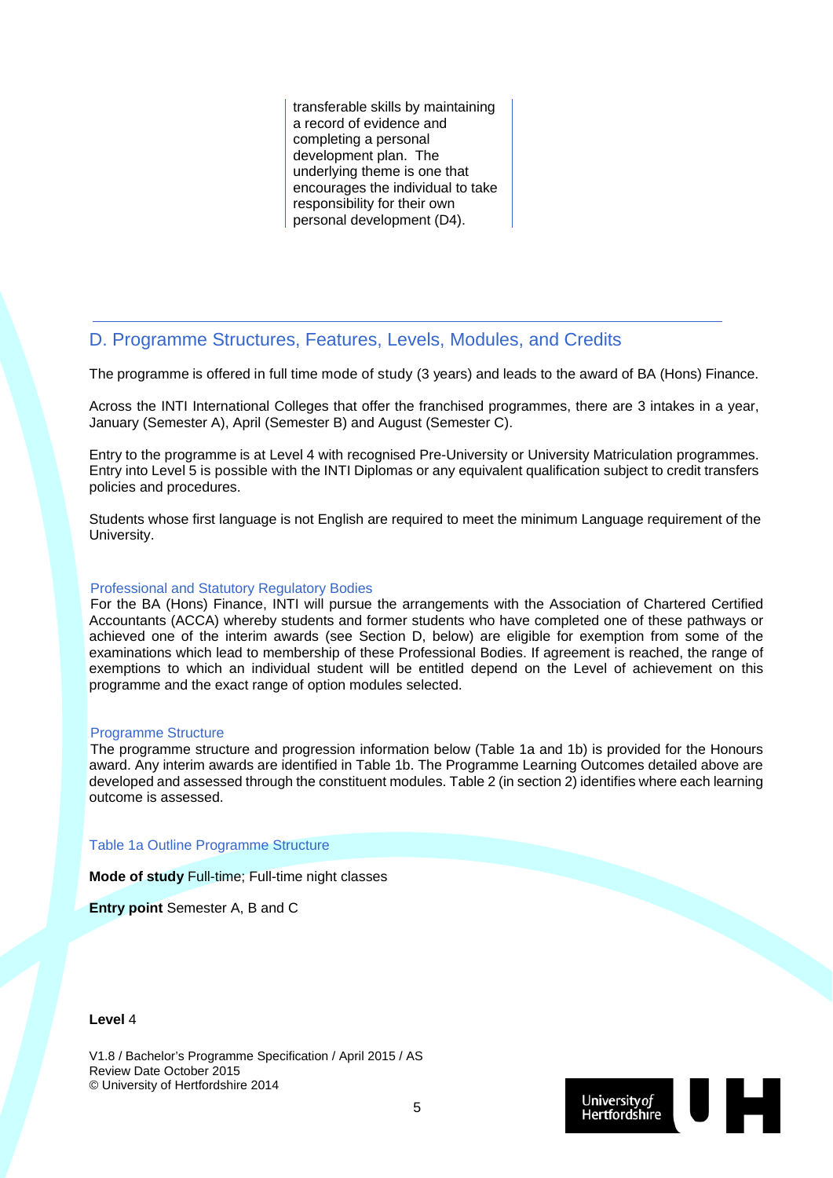transferable skills by maintaining a record of evidence and completing a personal development plan. The underlying theme is one that encourages the individual to take responsibility for their own personal development (D4).

## D. Programme Structures, Features, Levels, Modules, and Credits

The programme is offered in full time mode of study (3 years) and leads to the award of BA (Hons) Finance.

Across the INTI International Colleges that offer the franchised programmes, there are 3 intakes in a year, January (Semester A), April (Semester B) and August (Semester C).

Entry to the programme is at Level 4 with recognised Pre-University or University Matriculation programmes. Entry into Level 5 is possible with the INTI Diplomas or any equivalent qualification subject to credit transfers policies and procedures.

Students whose first language is not English are required to meet the minimum Language requirement of the University.

### Professional and Statutory Regulatory Bodies

For the BA (Hons) Finance, INTI will pursue the arrangements with the Association of Chartered Certified Accountants (ACCA) whereby students and former students who have completed one of these pathways or achieved one of the interim awards (see Section D, below) are eligible for exemption from some of the examinations which lead to membership of these Professional Bodies. If agreement is reached, the range of exemptions to which an individual student will be entitled depend on the Level of achievement on this programme and the exact range of option modules selected.

### Programme Structure

The programme structure and progression information below (Table 1a and 1b) is provided for the Honours award. Any interim awards are identified in Table 1b. The Programme Learning Outcomes detailed above are developed and assessed through the constituent modules. Table 2 (in section 2) identifies where each learning outcome is assessed.

### Table 1a Outline Programme Structure

**Mode of study** Full-time; Full-time night classes

**Entry point** Semester A, B and C

**Level** 4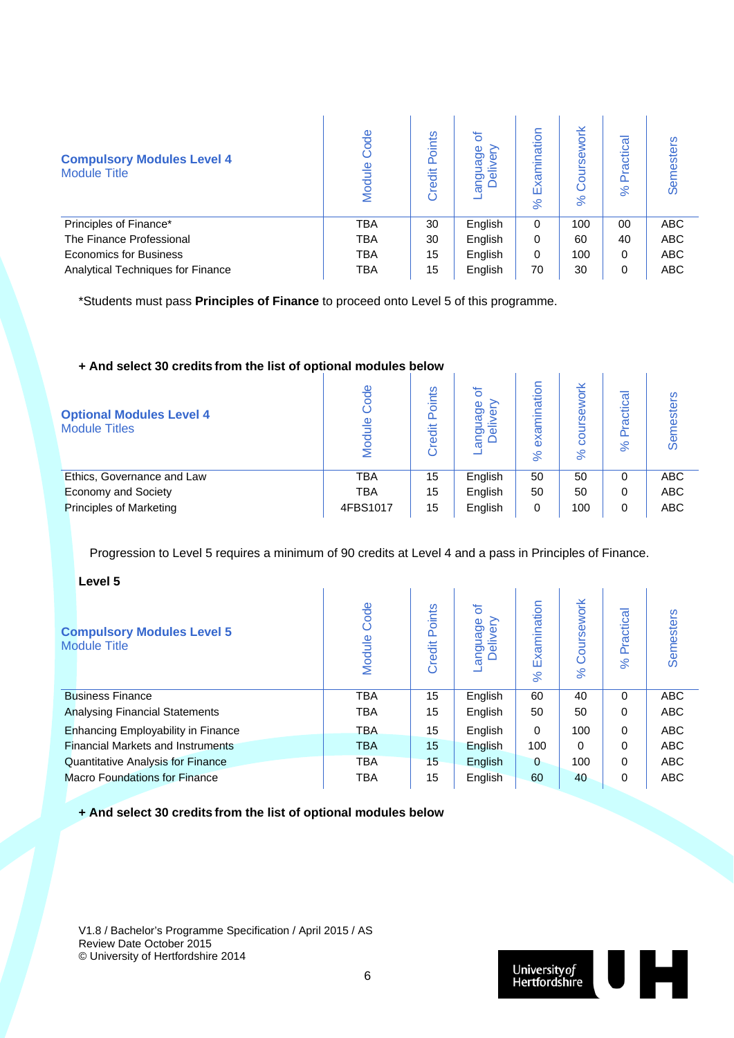| **Compulsory Modules Level 4**<br>Module Title | Module Code | Credit Points | Language of Delivery | % Examination | % Coursework | % Practical | Semesters |
|---|---|---|---|---|---|---|---|
| Principles of Finance* | TBA | 30 | English | 0 | 100 | 00 | ABC |
| The Finance Professional | TBA | 30 | English | 0 | 60 | 40 | ABC |
| Economics for Business | TBA | 15 | English | 0 | 100 | 0 | ABC |
| Analytical Techniques for Finance | TBA | 15 | English | 70 | 30 | 0 | ABC |

*Students must pass **Principles of Finance** to proceed onto Level 5 of this programme.

**+ And select 30 credits from the list of optional modules below**

| **Optional Modules Level 4**<br>Module Titles | Module Code | Credit Points | Language of Delivery | % examination | % coursework | % Practical | Semesters |
|---|---|---|---|---|---|---|---|
| Ethics, Governance and Law | TBA | 15 | English | 50 | 50 | 0 | ABC |
| Economy and Society | TBA | 15 | English | 50 | 50 | 0 | ABC |
| Principles of Marketing | 4FBS1017 | 15 | English | 0 | 100 | 0 | ABC |

Progression to Level 5 requires a minimum of 90 credits at Level 4 and a pass in Principles of Finance.

**Level 5**

| **Compulsory Modules Level 5**<br>Module Title | Module Code | Credit Points | Language of Delivery | % Examination | % Coursework | % Practical | Semesters |
|---|---|---|---|---|---|---|---|
| Business Finance | TBA | 15 | English | 60 | 40 | 0 | ABC |
| Analysing Financial Statements | TBA | 15 | English | 50 | 50 | 0 | ABC |
| Enhancing Employability in Finance | TBA | 15 | English | 0 | 100 | 0 | ABC |
| Financial Markets and Instruments | TBA | 15 | English | 100 | 0 | 0 | ABC |
| Quantitative Analysis for Finance | TBA | 15 | English | 0 | 100 | 0 | ABC |
| Macro Foundations for Finance | TBA | 15 | English | 60 | 40 | 0 | ABC |

**+ And select 30 credits from the list of optional modules below**

V1.8 / Bachelor's Programme Specification / April 2015 / AS
Review Date October 2015
© University of Hertfordshire 2014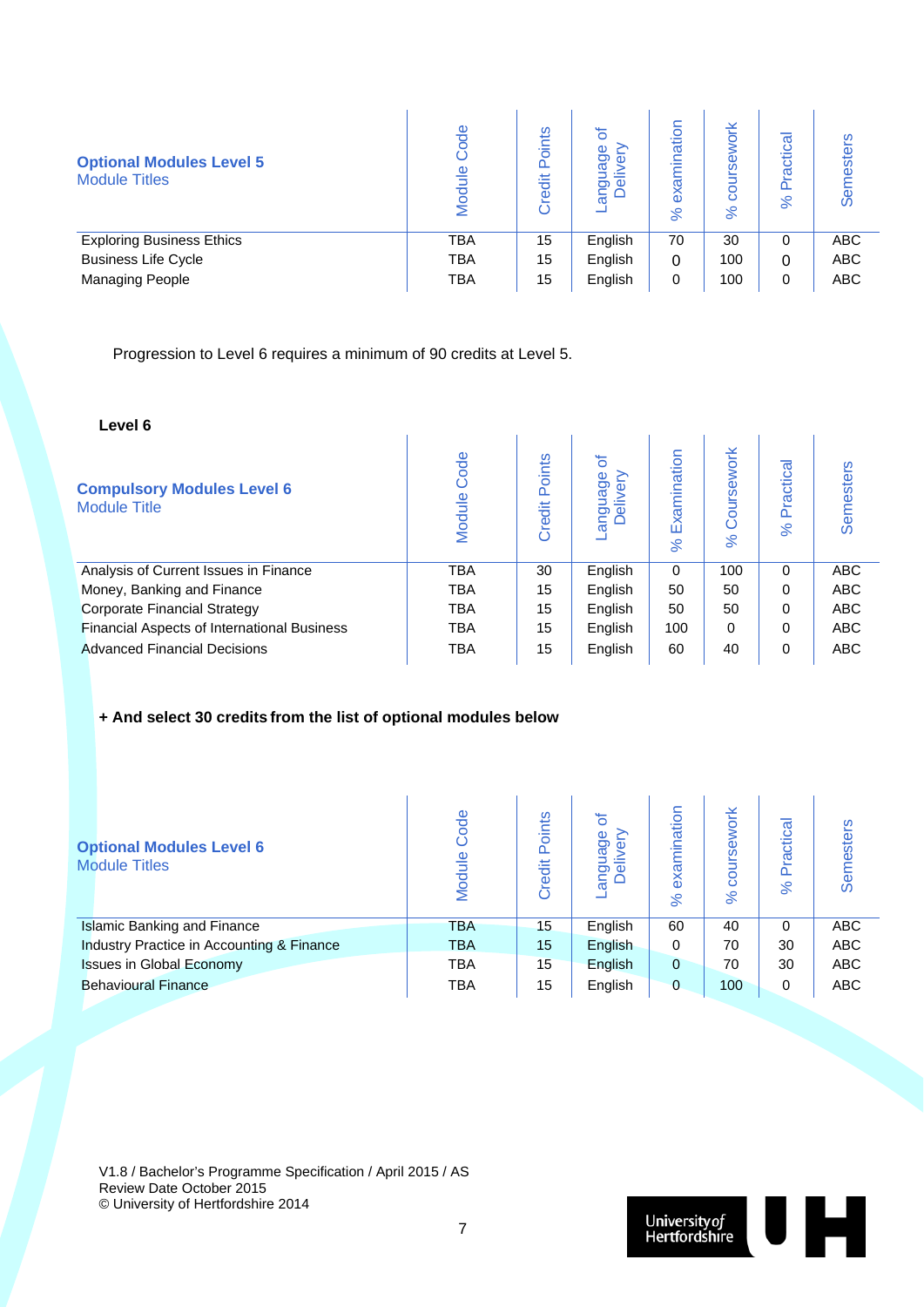| **Optional Modules Level 5** Module Titles | Module Code | Credit Points | Language of Delivery | % examination | % coursework | % Practical | Semesters |
|---|---|---|---|---|---|---|---|
| Exploring Business Ethics | TBA | 15 | English | 70 | 30 | 0 | ABC |
| Business Life Cycle | TBA | 15 | English | 0 | 100 | 0 | ABC |
| Managing People | TBA | 15 | English | 0 | 100 | 0 | ABC |

Progression to Level 6 requires a minimum of 90 credits at Level 5.

**Level 6**

| **Compulsory Modules Level 6** Module Title | Module Code | Credit Points | Language of Delivery | % Examination | % Coursework | % Practical | Semesters |
|---|---|---|---|---|---|---|---|
| Analysis of Current Issues in Finance | TBA | 30 | English | 0 | 100 | 0 | ABC |
| Money, Banking and Finance | TBA | 15 | English | 50 | 50 | 0 | ABC |
| Corporate Financial Strategy | TBA | 15 | English | 50 | 50 | 0 | ABC |
| Financial Aspects of International Business | TBA | 15 | English | 100 | 0 | 0 | ABC |
| Advanced Financial Decisions | TBA | 15 | English | 60 | 40 | 0 | ABC |

**+ And select 30 credits from the list of optional modules below**

| **Optional Modules Level 6** Module Titles | Module Code | Credit Points | Language of Delivery | % examination | % coursework | % Practical | Semesters |
|---|---|---|---|---|---|---|---|
| Islamic Banking and Finance | TBA | 15 | English | 60 | 40 | 0 | ABC |
| Industry Practice in Accounting & Finance | TBA | 15 | English | 0 | 70 | 30 | ABC |
| Issues in Global Economy | TBA | 15 | English | 0 | 70 | 30 | ABC |
| Behavioural Finance | TBA | 15 | English | 0 | 100 | 0 | ABC |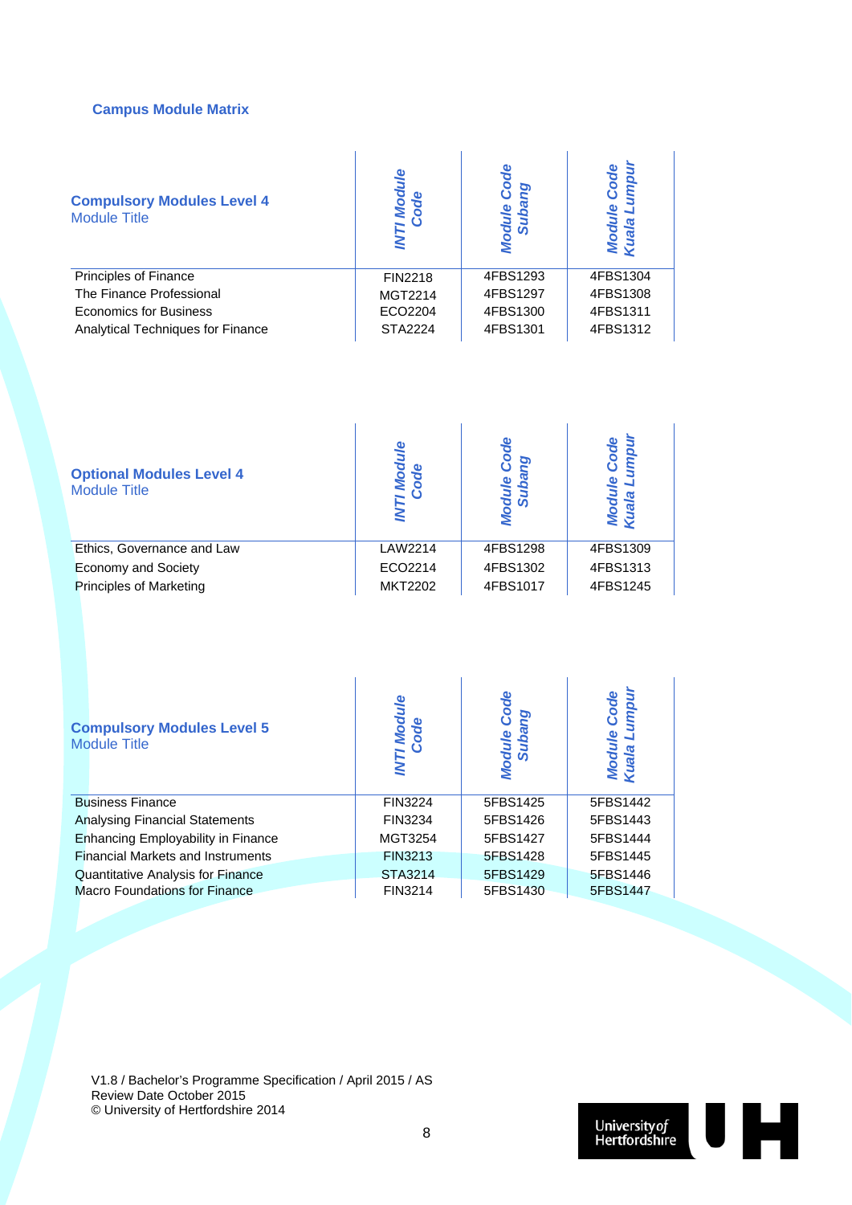### Campus Module Matrix

| **Compulsory Modules Level 4**<br>Module Title | *INTI Module Code* | *Module Code Subang* | *Module Code Kuala Lumpur* |
|---|---|---|---|
| Principles of Finance | FIN2218 | 4FBS1293 | 4FBS1304 |
| The Finance Professional | MGT2214 | 4FBS1297 | 4FBS1308 |
| Economics for Business | ECO2204 | 4FBS1300 | 4FBS1311 |
| Analytical Techniques for Finance | STA2224 | 4FBS1301 | 4FBS1312 |

| **Optional Modules Level 4**<br>Module Title | *INTI Module Code* | *Module Code Subang* | *Module Code Kuala Lumpur* |
|---|---|---|---|
| Ethics, Governance and Law | LAW2214 | 4FBS1298 | 4FBS1309 |
| Economy and Society | ECO2214 | 4FBS1302 | 4FBS1313 |
| Principles of Marketing | MKT2202 | 4FBS1017 | 4FBS1245 |

| **Compulsory Modules Level 5**<br>Module Title | *INTI Module Code* | *Module Code Subang* | *Module Code Kuala Lumpur* |
|---|---|---|---|
| Business Finance | FIN3224 | 5FBS1425 | 5FBS1442 |
| Analysing Financial Statements | FIN3234 | 5FBS1426 | 5FBS1443 |
| Enhancing Employability in Finance | MGT3254 | 5FBS1427 | 5FBS1444 |
| Financial Markets and Instruments | FIN3213 | 5FBS1428 | 5FBS1445 |
| Quantitative Analysis for Finance | STA3214 | 5FBS1429 | 5FBS1446 |
| Macro Foundations for Finance | FIN3214 | 5FBS1430 | 5FBS1447 |

V1.8 / Bachelor's Programme Specification / April 2015 / AS
Review Date October 2015
© University of Hertfordshire 2014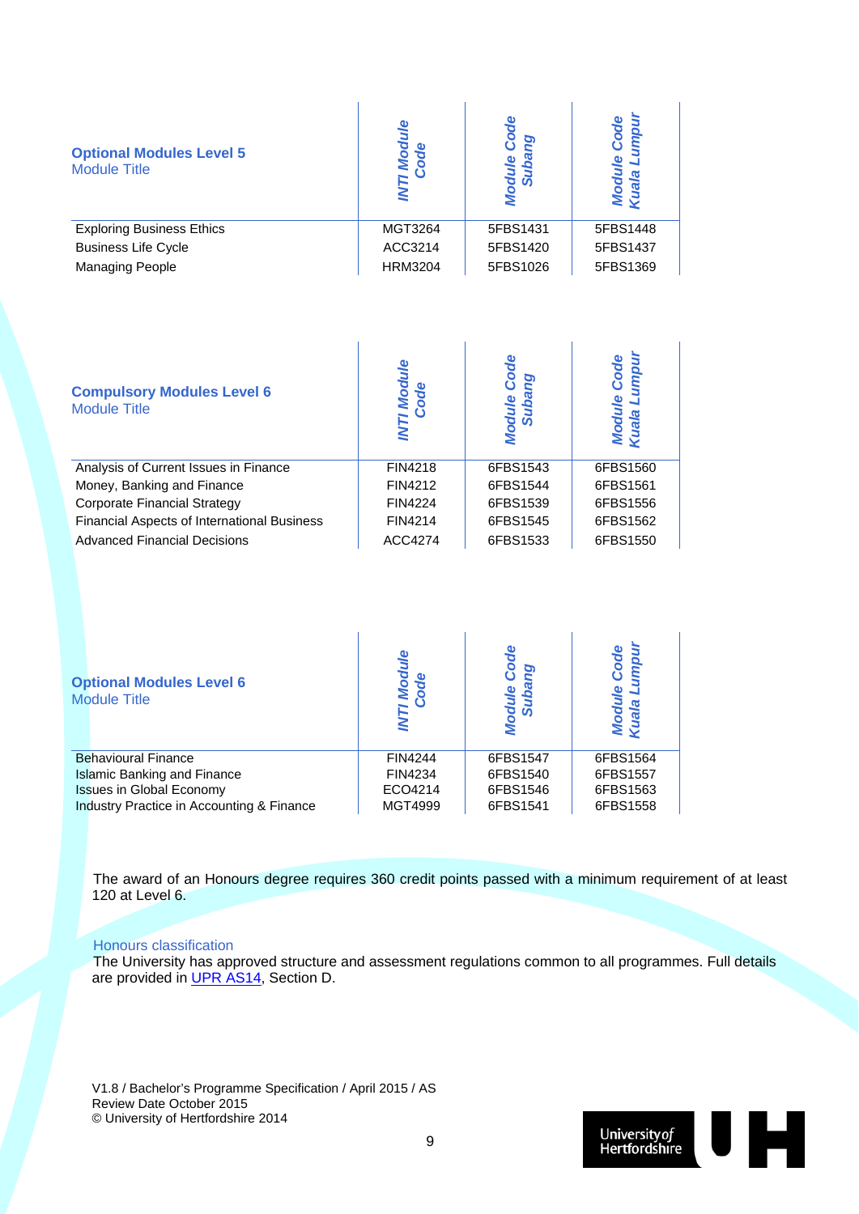| **Optional Modules Level 5**<br>Module Title | *INTI Module Code* | *Module Code Subang* | *Module Code Kuala Lumpur* |
|---|---|---|---|
| Exploring Business Ethics | MGT3264 | 5FBS1431 | 5FBS1448 |
| Business Life Cycle | ACC3214 | 5FBS1420 | 5FBS1437 |
| Managing People | HRM3204 | 5FBS1026 | 5FBS1369 |

| **Compulsory Modules Level 6**<br>Module Title | *INTI Module Code* | *Module Code Subang* | *Module Code Kuala Lumpur* |
|---|---|---|---|
| Analysis of Current Issues in Finance | FIN4218 | 6FBS1543 | 6FBS1560 |
| Money, Banking and Finance | FIN4212 | 6FBS1544 | 6FBS1561 |
| Corporate Financial Strategy | FIN4224 | 6FBS1539 | 6FBS1556 |
| Financial Aspects of International Business | FIN4214 | 6FBS1545 | 6FBS1562 |
| Advanced Financial Decisions | ACC4274 | 6FBS1533 | 6FBS1550 |

| **Optional Modules Level 6**<br>Module Title | *INTI Module Code* | *Module Code Subang* | *Module Code Kuala Lumpur* |
|---|---|---|---|
| Behavioural Finance | FIN4244 | 6FBS1547 | 6FBS1564 |
| Islamic Banking and Finance | FIN4234 | 6FBS1540 | 6FBS1557 |
| Issues in Global Economy | ECO4214 | 6FBS1546 | 6FBS1563 |
| Industry Practice in Accounting & Finance | MGT4999 | 6FBS1541 | 6FBS1558 |

The award of an Honours degree requires 360 credit points passed with a minimum requirement of at least 120 at Level 6.

### Honours classification

The University has approved structure and assessment regulations common to all programmes. Full details are provided in UPR AS14, Section D.

V1.8 / Bachelor's Programme Specification / April 2015 / AS
Review Date October 2015
© University of Hertfordshire 2014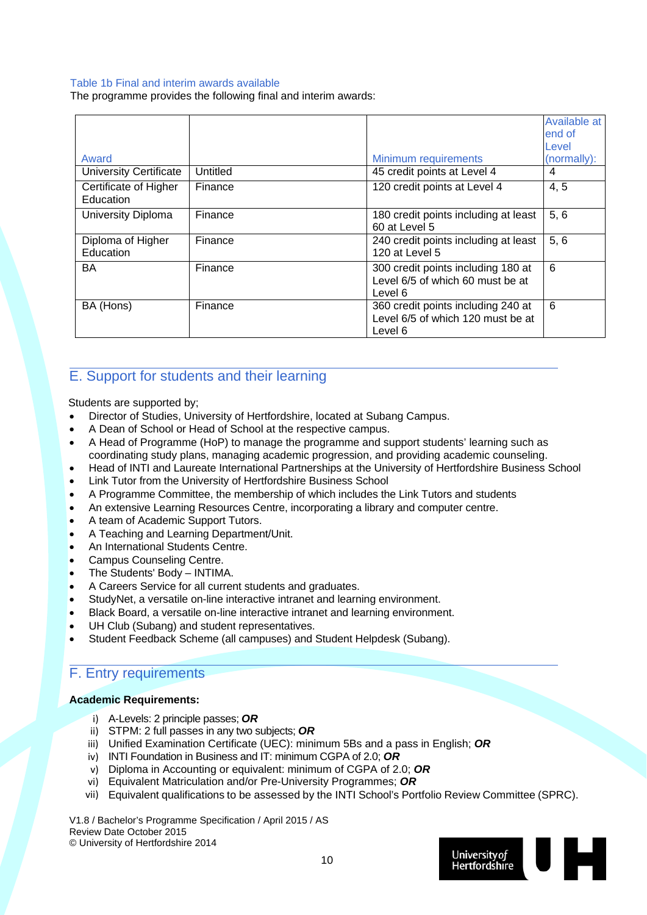Table 1b Final and interim awards available

The programme provides the following final and interim awards:

| Award | | Minimum requirements | Available at end of Level (normally): |
|---|---|---|---|
| University Certificate | Untitled | 45 credit points at Level 4 | 4 |
| Certificate of Higher Education | Finance | 120 credit points at Level 4 | 4, 5 |
| University Diploma | Finance | 180 credit points including at least 60 at Level 5 | 5, 6 |
| Diploma of Higher Education | Finance | 240 credit points including at least 120 at Level 5 | 5, 6 |
| BA | Finance | 300 credit points including 180 at Level 6/5 of which 60 must be at Level 6 | 6 |
| BA (Hons) | Finance | 360 credit points including 240 at Level 6/5 of which 120 must be at Level 6 | 6 |

## E. Support for students and their learning

Students are supported by;

- Director of Studies, University of Hertfordshire, located at Subang Campus.
- A Dean of School or Head of School at the respective campus.
- A Head of Programme (HoP) to manage the programme and support students' learning such as coordinating study plans, managing academic progression, and providing academic counseling.
- Head of INTI and Laureate International Partnerships at the University of Hertfordshire Business School
- Link Tutor from the University of Hertfordshire Business School
- A Programme Committee, the membership of which includes the Link Tutors and students
- An extensive Learning Resources Centre, incorporating a library and computer centre.
- A team of Academic Support Tutors.
- A Teaching and Learning Department/Unit.
- An International Students Centre.
- Campus Counseling Centre.
- The Students' Body – INTIMA.
- A Careers Service for all current students and graduates.
- StudyNet, a versatile on-line interactive intranet and learning environment.
- Black Board, a versatile on-line interactive intranet and learning environment.
- UH Club (Subang) and student representatives.
- Student Feedback Scheme (all campuses) and Student Helpdesk (Subang).

## F. Entry requirements

**Academic Requirements:**

i) A-Levels: 2 principle passes; ***OR***
ii) STPM: 2 full passes in any two subjects; ***OR***
iii) Unified Examination Certificate (UEC): minimum 5Bs and a pass in English; ***OR***
iv) INTI Foundation in Business and IT: minimum CGPA of 2.0; ***OR***
v) Diploma in Accounting or equivalent: minimum of CGPA of 2.0; ***OR***
vi) Equivalent Matriculation and/or Pre-University Programmes; ***OR***
vii) Equivalent qualifications to be assessed by the INTI School's Portfolio Review Committee (SPRC).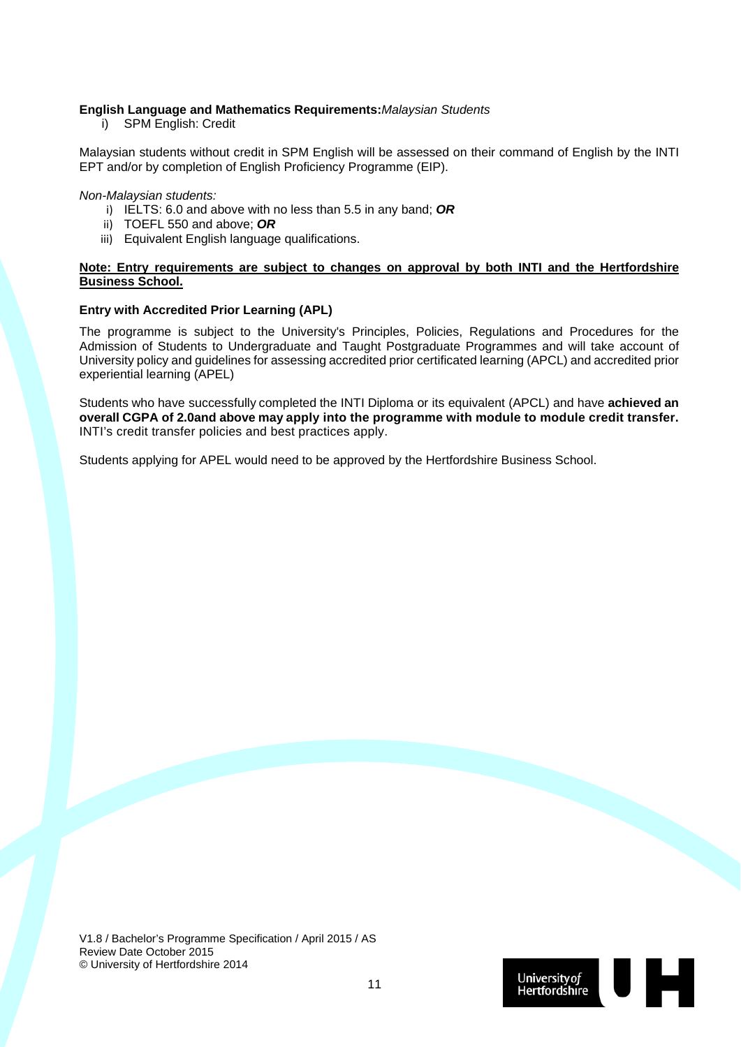**English Language and Mathematics Requirements:***Malaysian Students*

i) SPM English: Credit

Malaysian students without credit in SPM English will be assessed on their command of English by the INTI EPT and/or by completion of English Proficiency Programme (EIP).

*Non-Malaysian students:*

i) IELTS: 6.0 and above with no less than 5.5 in any band; ***OR***
ii) TOEFL 550 and above; ***OR***
iii) Equivalent English language qualifications.

**<u>Note: Entry requirements are subject to changes on approval by both INTI and the Hertfordshire Business School.</u>**

**Entry with Accredited Prior Learning (APL)**

The programme is subject to the University's Principles, Policies, Regulations and Procedures for the Admission of Students to Undergraduate and Taught Postgraduate Programmes and will take account of University policy and guidelines for assessing accredited prior certificated learning (APCL) and accredited prior experiential learning (APEL)

Students who have successfully completed the INTI Diploma or its equivalent (APCL) and have **achieved an overall CGPA of 2.0and above may apply into the programme with module to module credit transfer.** INTI's credit transfer policies and best practices apply.

Students applying for APEL would need to be approved by the Hertfordshire Business School.

V1.8 / Bachelor's Programme Specification / April 2015 / AS
Review Date October 2015
© University of Hertfordshire 2014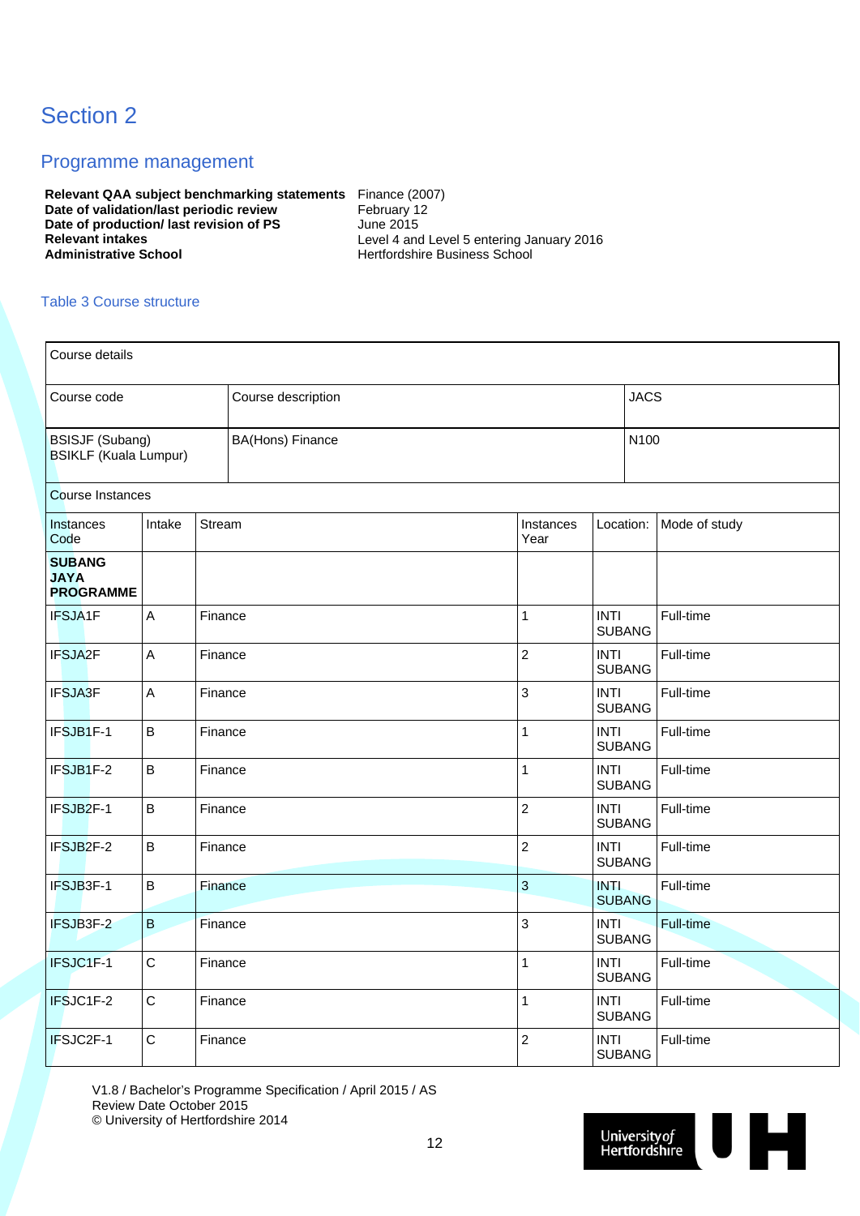# Section 2

## Programme management

**Relevant QAA subject benchmarking statements** Finance (2007)
**Date of validation/last periodic review** February 12
**Date of production/ last revision of PS** June 2015
**Relevant intakes** Level 4 and Level 5 entering January 2016
**Administrative School** Hertfordshire Business School

Table 3 Course structure

| Course details | | |
|---|---|---|
| Course code | Course description | JACS |
| BSISJF (Subang)<br>BSIKLF (Kuala Lumpur) | BA(Hons) Finance | N100 |

Course Instances

| Instances Code | Intake | Stream | Instances Year | Location: | Mode of study |
|---|---|---|---|---|---|
| **SUBANG JAYA PROGRAMME** | | | | | |
| IFSJA1F | A | Finance | 1 | INTI SUBANG | Full-time |
| IFSJA2F | A | Finance | 2 | INTI SUBANG | Full-time |
| IFSJA3F | A | Finance | 3 | INTI SUBANG | Full-time |
| IFSJB1F-1 | B | Finance | 1 | INTI SUBANG | Full-time |
| IFSJB1F-2 | B | Finance | 1 | INTI SUBANG | Full-time |
| IFSJB2F-1 | B | Finance | 2 | INTI SUBANG | Full-time |
| IFSJB2F-2 | B | Finance | 2 | INTI SUBANG | Full-time |
| IFSJB3F-1 | B | Finance | 3 | INTI SUBANG | Full-time |
| IFSJB3F-2 | B | Finance | 3 | INTI SUBANG | Full-time |
| IFSJC1F-1 | C | Finance | 1 | INTI SUBANG | Full-time |
| IFSJC1F-2 | C | Finance | 1 | INTI SUBANG | Full-time |
| IFSJC2F-1 | C | Finance | 2 | INTI SUBANG | Full-time |

V1.8 / Bachelor's Programme Specification / April 2015 / AS
Review Date October 2015
© University of Hertfordshire 2014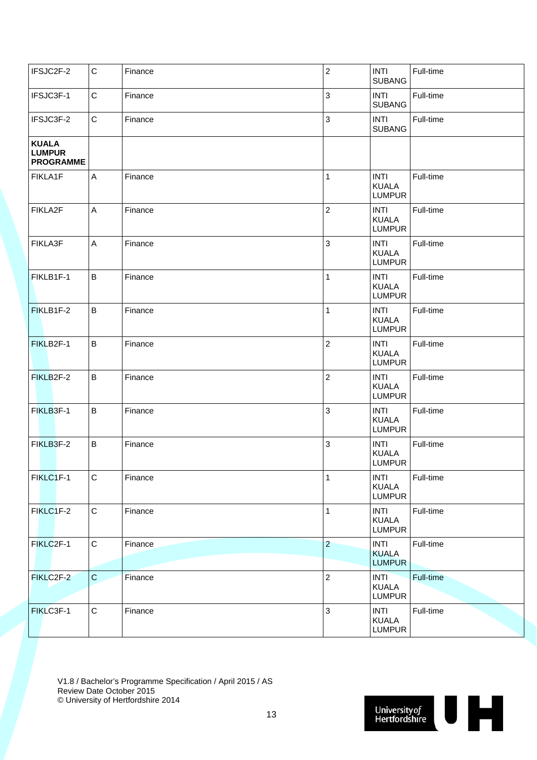| IFSJC2F-2 | C | Finance | 2 | INTI SUBANG | Full-time |
|---|---|---|---|---|---|
| IFSJC3F-1 | C | Finance | 3 | INTI SUBANG | Full-time |
| IFSJC3F-2 | C | Finance | 3 | INTI SUBANG | Full-time |
| **KUALA LUMPUR PROGRAMME** | | | | | |
| FIKLA1F | A | Finance | 1 | INTI KUALA LUMPUR | Full-time |
| FIKLA2F | A | Finance | 2 | INTI KUALA LUMPUR | Full-time |
| FIKLA3F | A | Finance | 3 | INTI KUALA LUMPUR | Full-time |
| FIKLB1F-1 | B | Finance | 1 | INTI KUALA LUMPUR | Full-time |
| FIKLB1F-2 | B | Finance | 1 | INTI KUALA LUMPUR | Full-time |
| FIKLB2F-1 | B | Finance | 2 | INTI KUALA LUMPUR | Full-time |
| FIKLB2F-2 | B | Finance | 2 | INTI KUALA LUMPUR | Full-time |
| FIKLB3F-1 | B | Finance | 3 | INTI KUALA LUMPUR | Full-time |
| FIKLB3F-2 | B | Finance | 3 | INTI KUALA LUMPUR | Full-time |
| FIKLC1F-1 | C | Finance | 1 | INTI KUALA LUMPUR | Full-time |
| FIKLC1F-2 | C | Finance | 1 | INTI KUALA LUMPUR | Full-time |
| FIKLC2F-1 | C | Finance | 2 | INTI KUALA LUMPUR | Full-time |
| FIKLC2F-2 | C | Finance | 2 | INTI KUALA LUMPUR | Full-time |
| FIKLC3F-1 | C | Finance | 3 | INTI KUALA LUMPUR | Full-time |

V1.8 / Bachelor's Programme Specification / April 2015 / AS
Review Date October 2015
© University of Hertfordshire 2014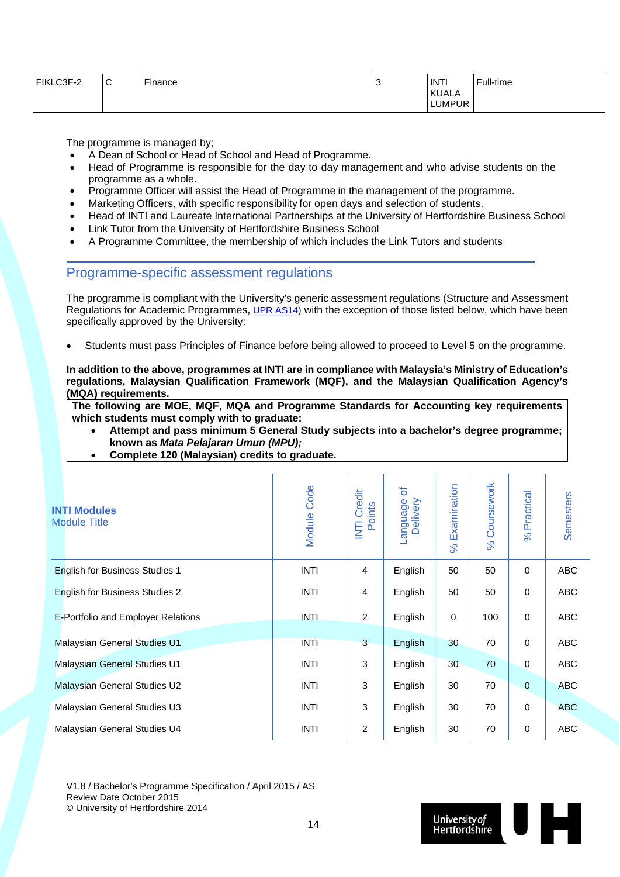| FIKLC3F-2 | C | Finance | 3 | INTI KUALA LUMPUR | Full-time |
|---|---|---|---|---|---|

The programme is managed by;

- A Dean of School or Head of School and Head of Programme.
- Head of Programme is responsible for the day to day management and who advise students on the programme as a whole.
- Programme Officer will assist the Head of Programme in the management of the programme.
- Marketing Officers, with specific responsibility for open days and selection of students.
- Head of INTI and Laureate International Partnerships at the University of Hertfordshire Business School
- Link Tutor from the University of Hertfordshire Business School
- A Programme Committee, the membership of which includes the Link Tutors and students

## Programme-specific assessment regulations

The programme is compliant with the University's generic assessment regulations (Structure and Assessment Regulations for Academic Programmes, UPR AS14) with the exception of those listed below, which have been specifically approved by the University:

- Students must pass Principles of Finance before being allowed to proceed to Level 5 on the programme.

**In addition to the above, programmes at INTI are in compliance with Malaysia's Ministry of Education's regulations, Malaysian Qualification Framework (MQF), and the Malaysian Qualification Agency's (MQA) requirements.**

**The following are MOE, MQF, MQA and Programme Standards for Accounting key requirements which students must comply with to graduate:**

- **Attempt and pass minimum 5 General Study subjects into a bachelor's degree programme; known as *Mata Pelajaran Umun (MPU);***
- **Complete 120 (Malaysian) credits to graduate.**

| **INTI Modules** Module Title | Module Code | INTI Credit Points | Language of Delivery | % Examination | % Coursework | % Practical | Semesters |
|---|---|---|---|---|---|---|---|
| English for Business Studies 1 | INTI | 4 | English | 50 | 50 | 0 | ABC |
| English for Business Studies 2 | INTI | 4 | English | 50 | 50 | 0 | ABC |
| E-Portfolio and Employer Relations | INTI | 2 | English | 0 | 100 | 0 | ABC |
| Malaysian General Studies U1 | INTI | 3 | English | 30 | 70 | 0 | ABC |
| Malaysian General Studies U1 | INTI | 3 | English | 30 | 70 | 0 | ABC |
| Malaysian General Studies U2 | INTI | 3 | English | 30 | 70 | 0 | ABC |
| Malaysian General Studies U3 | INTI | 3 | English | 30 | 70 | 0 | ABC |
| Malaysian General Studies U4 | INTI | 2 | English | 30 | 70 | 0 | ABC |

V1.8 / Bachelor's Programme Specification / April 2015 / AS
Review Date October 2015
© University of Hertfordshire 2014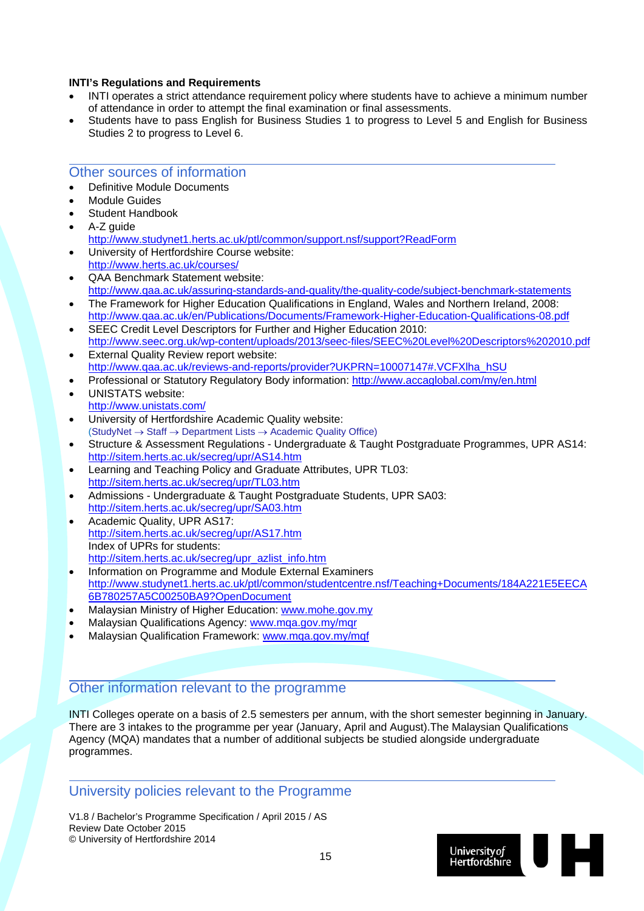**INTI's Regulations and Requirements**

- INTI operates a strict attendance requirement policy where students have to achieve a minimum number of attendance in order to attempt the final examination or final assessments.
- Students have to pass English for Business Studies 1 to progress to Level 5 and English for Business Studies 2 to progress to Level 6.

## Other sources of information

- Definitive Module Documents
- Module Guides
- Student Handbook
- A-Z guide
  http://www.studynet1.herts.ac.uk/ptl/common/support.nsf/support?ReadForm
- University of Hertfordshire Course website:
  http://www.herts.ac.uk/courses/
- QAA Benchmark Statement website:
  http://www.qaa.ac.uk/assuring-standards-and-quality/the-quality-code/subject-benchmark-statements
- The Framework for Higher Education Qualifications in England, Wales and Northern Ireland, 2008:
  http://www.qaa.ac.uk/en/Publications/Documents/Framework-Higher-Education-Qualifications-08.pdf
- SEEC Credit Level Descriptors for Further and Higher Education 2010:
  http://www.seec.org.uk/wp-content/uploads/2013/seec-files/SEEC%20Level%20Descriptors%202010.pdf
- External Quality Review report website:
  http://www.qaa.ac.uk/reviews-and-reports/provider?UKPRN=10007147#.VCFXlha_hSU
- Professional or Statutory Regulatory Body information: http://www.accaglobal.com/my/en.html
- UNISTATS website:
  http://www.unistats.com/
- University of Hertfordshire Academic Quality website:
  (StudyNet → Staff → Department Lists → Academic Quality Office)
- Structure & Assessment Regulations - Undergraduate & Taught Postgraduate Programmes, UPR AS14:
  http://sitem.herts.ac.uk/secreg/upr/AS14.htm
- Learning and Teaching Policy and Graduate Attributes, UPR TL03:
  http://sitem.herts.ac.uk/secreg/upr/TL03.htm
- Admissions - Undergraduate & Taught Postgraduate Students, UPR SA03:
  http://sitem.herts.ac.uk/secreg/upr/SA03.htm
- Academic Quality, UPR AS17:
  http://sitem.herts.ac.uk/secreg/upr/AS17.htm
  Index of UPRs for students:
  http://sitem.herts.ac.uk/secreg/upr_azlist_info.htm
- Information on Programme and Module External Examiners
  http://www.studynet1.herts.ac.uk/ptl/common/studentcentre.nsf/Teaching+Documents/184A221E5EECA6B780257A5C00250BA9?OpenDocument
- Malaysian Ministry of Higher Education: www.mohe.gov.my
- Malaysian Qualifications Agency: www.mqa.gov.my/mqr
- Malaysian Qualification Framework: www.mqa.gov.my/mqf

## Other information relevant to the programme

INTI Colleges operate on a basis of 2.5 semesters per annum, with the short semester beginning in January. There are 3 intakes to the programme per year (January, April and August).The Malaysian Qualifications Agency (MQA) mandates that a number of additional subjects be studied alongside undergraduate programmes.

## University policies relevant to the Programme

V1.8 / Bachelor's Programme Specification / April 2015 / AS
Review Date October 2015
© University of Hertfordshire 2014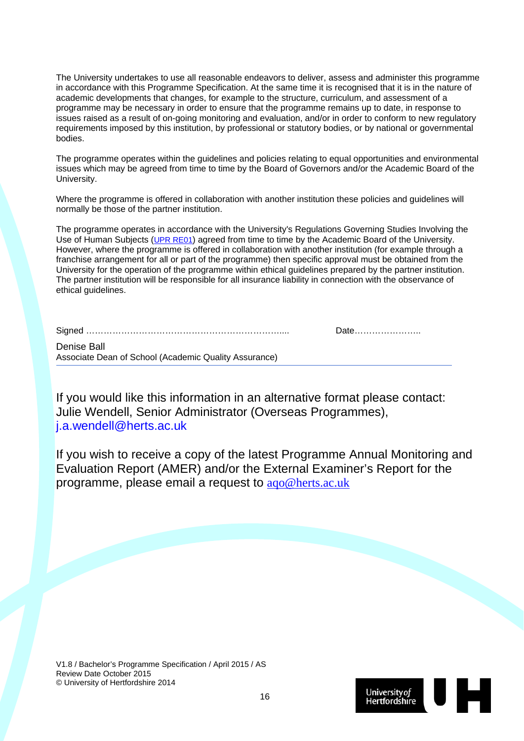The University undertakes to use all reasonable endeavors to deliver, assess and administer this programme in accordance with this Programme Specification. At the same time it is recognised that it is in the nature of academic developments that changes, for example to the structure, curriculum, and assessment of a programme may be necessary in order to ensure that the programme remains up to date, in response to issues raised as a result of on-going monitoring and evaluation, and/or in order to conform to new regulatory requirements imposed by this institution, by professional or statutory bodies, or by national or governmental bodies.

The programme operates within the guidelines and policies relating to equal opportunities and environmental issues which may be agreed from time to time by the Board of Governors and/or the Academic Board of the University.

Where the programme is offered in collaboration with another institution these policies and guidelines will normally be those of the partner institution.

The programme operates in accordance with the University's Regulations Governing Studies Involving the Use of Human Subjects (UPR RE01) agreed from time to time by the Academic Board of the University. However, where the programme is offered in collaboration with another institution (for example through a franchise arrangement for all or part of the programme) then specific approval must be obtained from the University for the operation of the programme within ethical guidelines prepared by the partner institution. The partner institution will be responsible for all insurance liability in connection with the observance of ethical guidelines.

Signed …………………………………………………………….... Date…………………..

Denise Ball
Associate Dean of School (Academic Quality Assurance)

---

If you would like this information in an alternative format please contact: Julie Wendell, Senior Administrator (Overseas Programmes), j.a.wendell@herts.ac.uk

If you wish to receive a copy of the latest Programme Annual Monitoring and Evaluation Report (AMER) and/or the External Examiner's Report for the programme, please email a request to aqo@herts.ac.uk

V1.8 / Bachelor's Programme Specification / April 2015 / AS
Review Date October 2015
© University of Hertfordshire 2014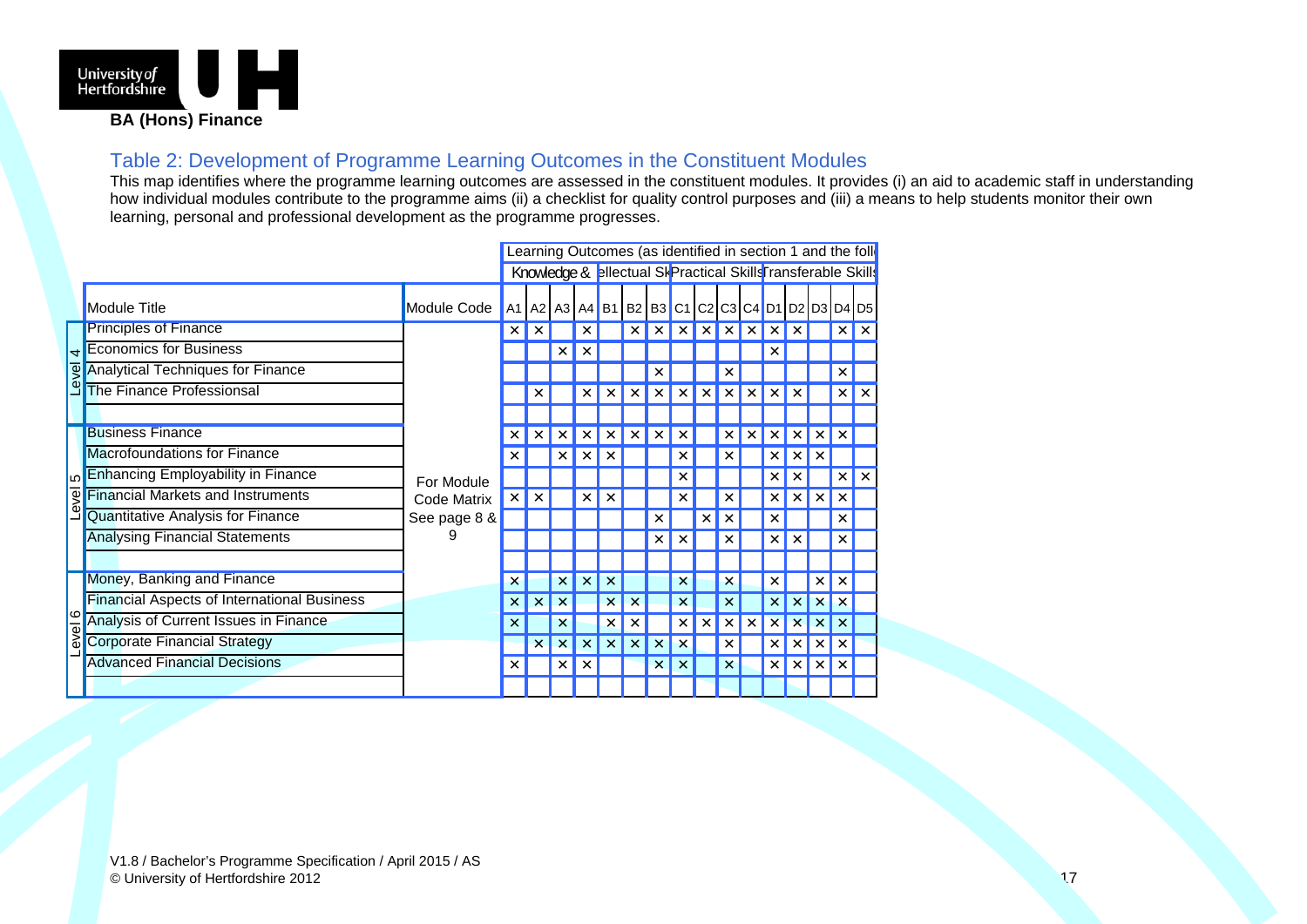**BA (Hons) Finance**

## Table 2: Development of Programme Learning Outcomes in the Constituent Modules

This map identifies where the programme learning outcomes are assessed in the constituent modules. It provides (i) an aid to academic staff in understanding how individual modules contribute to the programme aims (ii) a checklist for quality control purposes and (iii) a means to help students monitor their own learning, personal and professional development as the programme progresses.

| | | | Learning Outcomes (as identified in section 1 and the foll | | | | | | | | | | | | | | | |
|---|---|---|---|---|---|---|---|---|---|---|---|---|---|---|---|---|---|---|
| | | | Knowledge & | | | | ellectual Sk | | | Practical Skills | | | | ransferable Skill | | | | |
| | Module Title | Module Code | A1 | A2 | A3 | A4 | B1 | B2 | B3 | C1 | C2 | C3 | C4 | D1 | D2 | D3 | D4 | D5 |
| Level 4 | Principles of Finance | For Module Code Matrix See page 8 & 9 | × | × | | × | | × | × | × | × | × | × | × | × | | × | × |
| | Economics for Business | | | | × | × | | | | | | | | × | | | | |
| | Analytical Techniques for Finance | | | | | | | | × | | | × | | | | | × | |
| | The Finance Professionsal | | | × | | × | × | × | × | × | × | × | × | × | × | | × | × |
| | | | | | | | | | | | | | | | | | | |
| Level 5 | Business Finance | | × | × | × | × | × | × | × | × | | × | × | × | × | × | × | |
| | Macrofoundations for Finance | | × | | × | × | × | | | × | | × | | × | × | × | | |
| | Enhancing Employability in Finance | | | | | | | | | × | | | | × | × | | × | × |
| | Financial Markets and Instruments | | × | × | | × | × | | | × | | × | | × | × | × | × | |
| | Quantitative Analysis for Finance | | | | | | | | × | | × | × | | × | | | × | |
| | Analysing Financial Statements | | | | | | | | × | × | | × | | × | × | | × | |
| | | | | | | | | | | | | | | | | | | |
| Level 6 | Money, Banking and Finance | | × | | × | × | × | | | × | | × | | × | | × | × | |
| | Financial Aspects of International Business | | × | × | × | | × | × | | × | | × | | × | × | × | × | |
| | Analysis of Current Issues in Finance | | × | | × | | × | × | | × | × | × | × | × | × | × | × | |
| | Corporate Financial Strategy | | | × | × | × | × | × | × | × | | × | | × | × | × | × | |
| | Advanced Financial Decisions | | × | | × | × | | | × | × | | × | | × | × | × | × | |
| | | | | | | | | | | | | | | | | | | |

V1.8 / Bachelor's Programme Specification / April 2015 / AS
© University of Hertfordshire 2012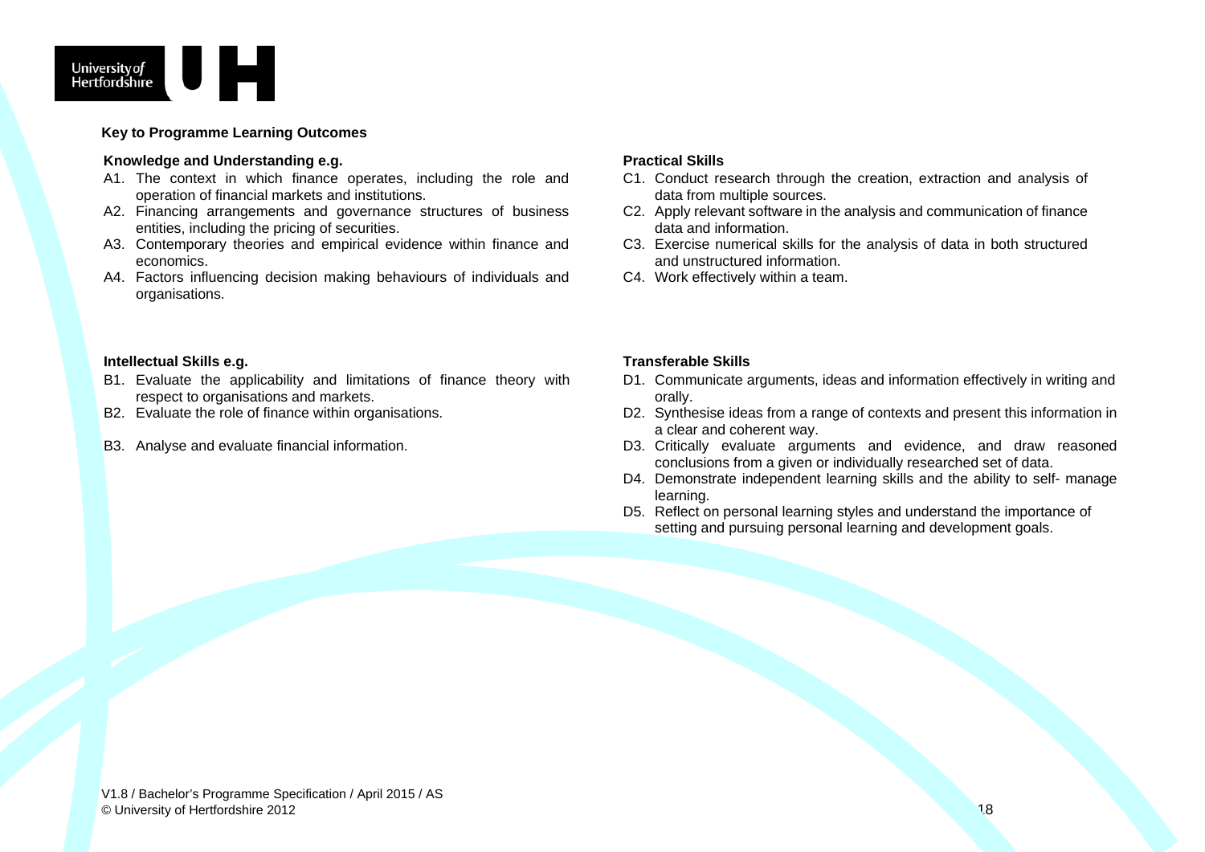**Key to Programme Learning Outcomes**

**Knowledge and Understanding e.g.**

A1. The context in which finance operates, including the role and operation of financial markets and institutions.
A2. Financing arrangements and governance structures of business entities, including the pricing of securities.
A3. Contemporary theories and empirical evidence within finance and economics.
A4. Factors influencing decision making behaviours of individuals and organisations.

**Intellectual Skills e.g.**

B1. Evaluate the applicability and limitations of finance theory with respect to organisations and markets.
B2. Evaluate the role of finance within organisations.
B3. Analyse and evaluate financial information.

**Practical Skills**

C1. Conduct research through the creation, extraction and analysis of data from multiple sources.
C2. Apply relevant software in the analysis and communication of finance data and information.
C3. Exercise numerical skills for the analysis of data in both structured and unstructured information.
C4. Work effectively within a team.

**Transferable Skills**

D1. Communicate arguments, ideas and information effectively in writing and orally.
D2. Synthesise ideas from a range of contexts and present this information in a clear and coherent way.
D3. Critically evaluate arguments and evidence, and draw reasoned conclusions from a given or individually researched set of data.
D4. Demonstrate independent learning skills and the ability to self- manage learning.
D5. Reflect on personal learning styles and understand the importance of setting and pursuing personal learning and development goals.